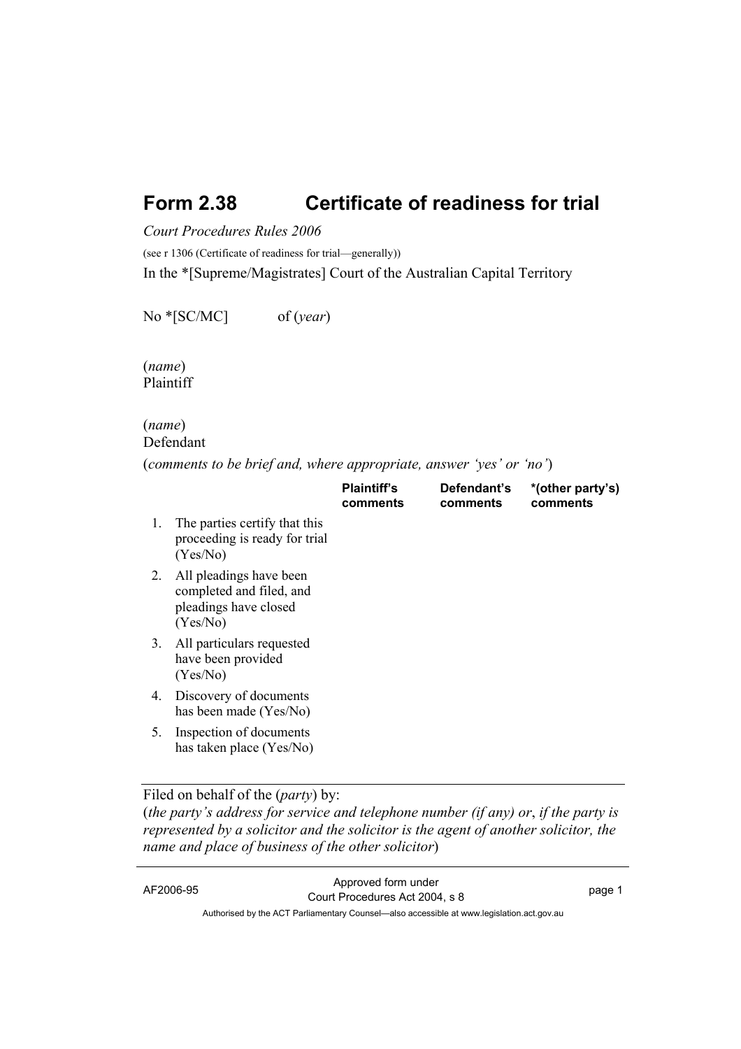# Form 2.38 Certificate of readiness for trial

*Court Procedures Rules 2006*

(see r 1306 (Certificate of readiness for trial—generally))

In the *[Supreme/Magistrates] Court of the Australian Capital Territory

No *[SC/MC] of (*year*)

(*name*)
Plaintiff

(*name*)
Defendant

(*comments to be brief and, where appropriate, answer 'yes' or 'no'*)

| | Plaintiff's comments | Defendant's comments | *(other party's) comments |
|---|---|---|---|
| 1. The parties certify that this proceeding is ready for trial (Yes/No) | | | |
| 2. All pleadings have been completed and filed, and pleadings have closed (Yes/No) | | | |
| 3. All particulars requested have been provided (Yes/No) | | | |
| 4. Discovery of documents has been made (Yes/No) | | | |
| 5. Inspection of documents has taken place (Yes/No) | | | |

---

Filed on behalf of the (*party*) by:
(*the party's address for service and telephone number (if any) or, if the party is represented by a solicitor and the solicitor is the agent of another solicitor, the name and place of business of the other solicitor*)

---

AF2006-95 Approved form under Court Procedures Act 2004, s 8

Authorised by the ACT Parliamentary Counsel—also accessible at www.legislation.act.gov.au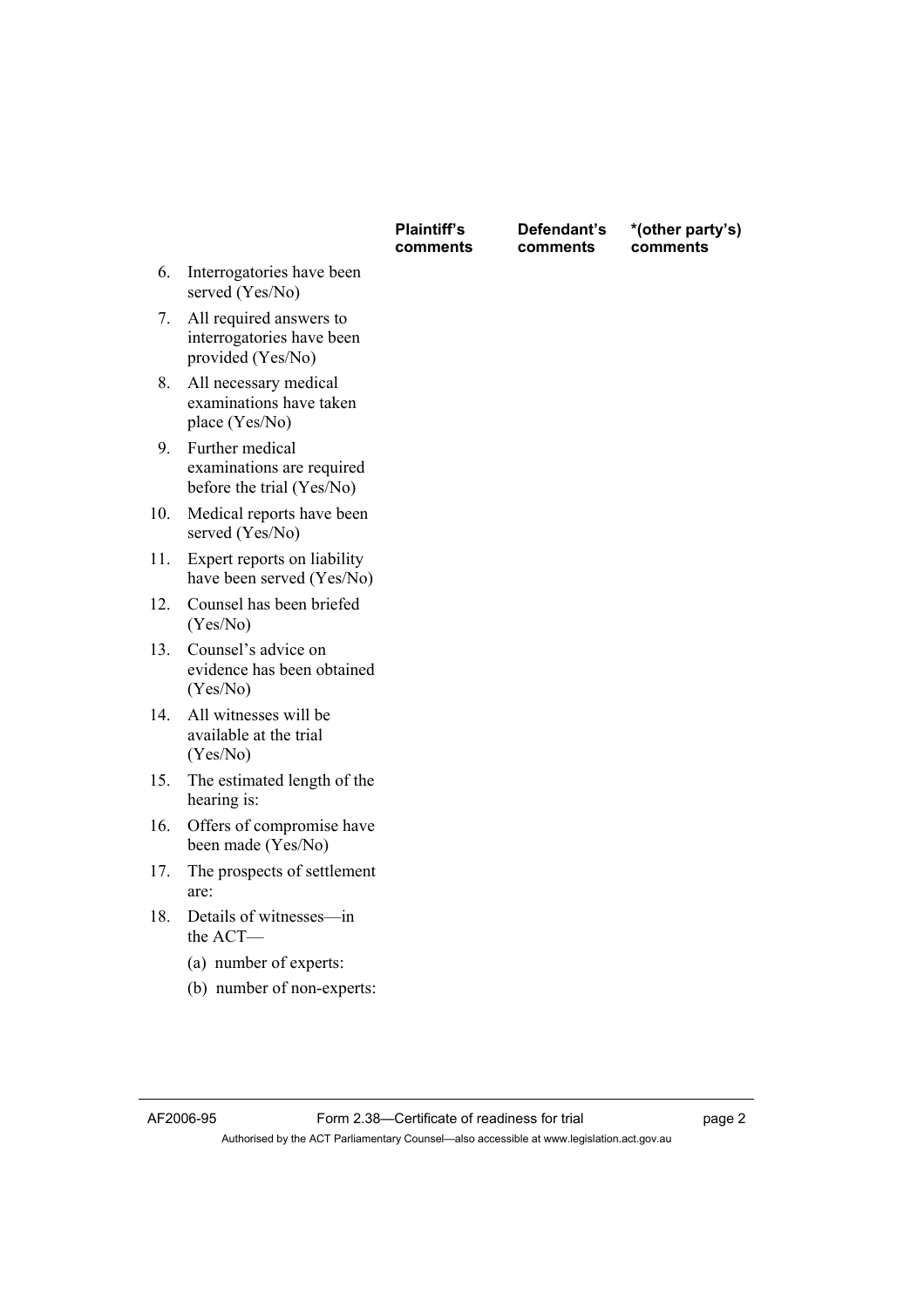| | Plaintiff's comments | Defendant's comments | *(other party's) comments |
|---|---|---|---|
| 6. Interrogatories have been served (Yes/No) | | | |
| 7. All required answers to interrogatories have been provided (Yes/No) | | | |
| 8. All necessary medical examinations have taken place (Yes/No) | | | |
| 9. Further medical examinations are required before the trial (Yes/No) | | | |
| 10. Medical reports have been served (Yes/No) | | | |
| 11. Expert reports on liability have been served (Yes/No) | | | |
| 12. Counsel has been briefed (Yes/No) | | | |
| 13. Counsel's advice on evidence has been obtained (Yes/No) | | | |
| 14. All witnesses will be available at the trial (Yes/No) | | | |
| 15. The estimated length of the hearing is: | | | |
| 16. Offers of compromise have been made (Yes/No) | | | |
| 17. The prospects of settlement are: | | | |
| 18. Details of witnesses—in the ACT— | | | |
| (a) number of experts: | | | |
| (b) number of non-experts: | | | |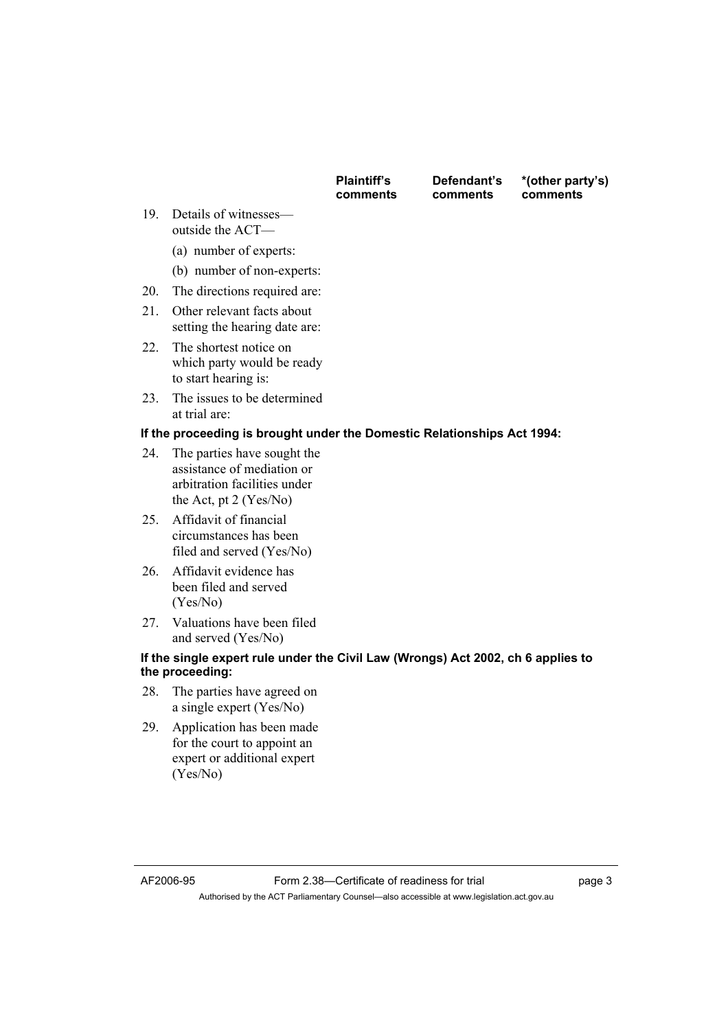| | Plaintiff's comments | Defendant's comments | *(other party's) comments |
|---|---|---|---|
| 19. Details of witnesses—outside the ACT— | | | |
| (a) number of experts: | | | |
| (b) number of non-experts: | | | |
| 20. The directions required are: | | | |
| 21. Other relevant facts about setting the hearing date are: | | | |
| 22. The shortest notice on which party would be ready to start hearing is: | | | |
| 23. The issues to be determined at trial are: | | | |
| **If the proceeding is brought under the Domestic Relationships Act 1994:** | | | |
| 24. The parties have sought the assistance of mediation or arbitration facilities under the Act, pt 2 (Yes/No) | | | |
| 25. Affidavit of financial circumstances has been filed and served (Yes/No) | | | |
| 26. Affidavit evidence has been filed and served (Yes/No) | | | |
| 27. Valuations have been filed and served (Yes/No) | | | |
| **If the single expert rule under the Civil Law (Wrongs) Act 2002, ch 6 applies to the proceeding:** | | | |
| 28. The parties have agreed on a single expert (Yes/No) | | | |
| 29. Application has been made for the court to appoint an expert or additional expert (Yes/No) | | | |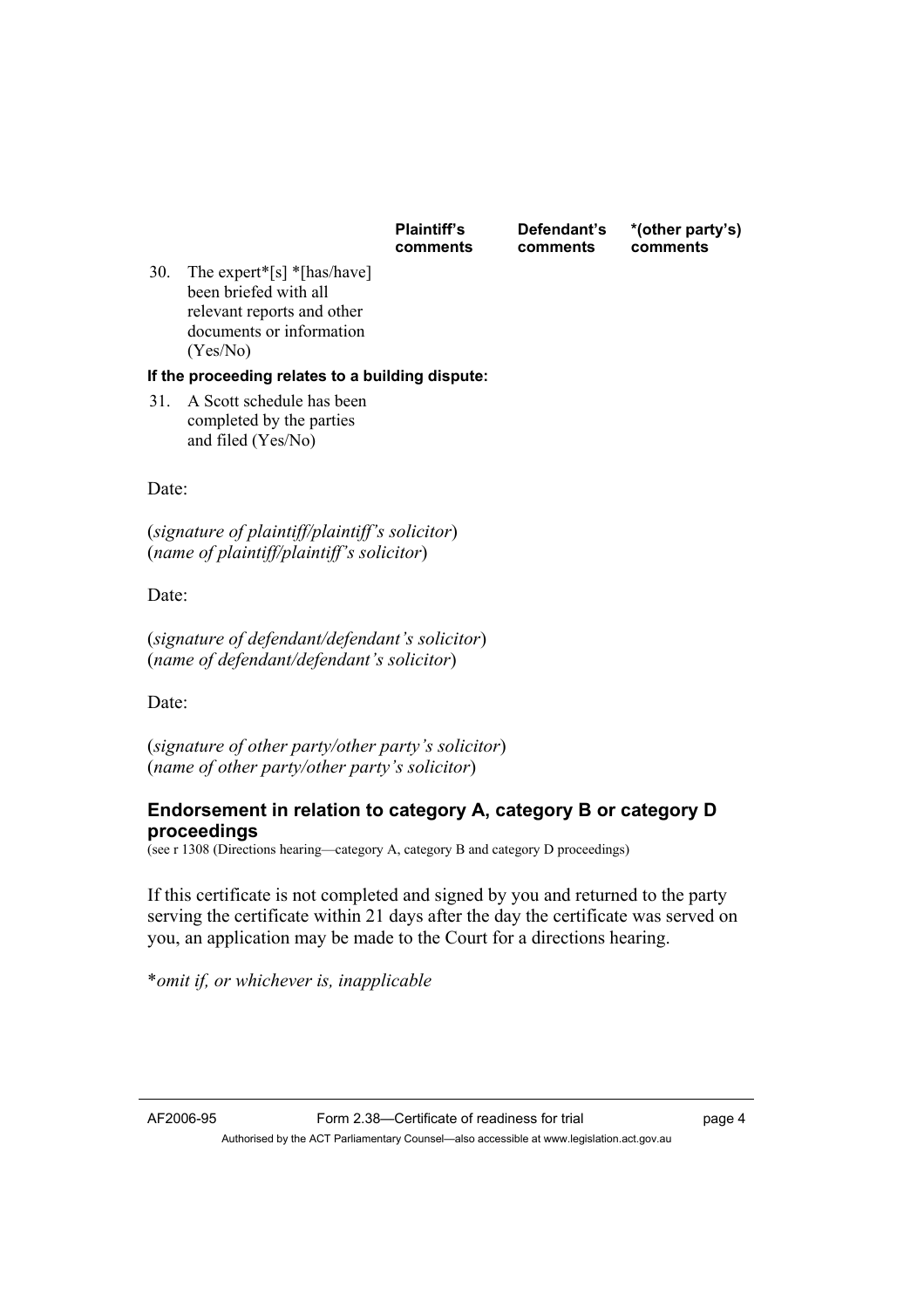| | Plaintiff's comments | Defendant's comments | *(other party's) comments |
|---|---|---|---|
| 30. The expert*[s] *[has/have] been briefed with all relevant reports and other documents or information (Yes/No) | | | |
| **If the proceeding relates to a building dispute:** | | | |
| 31. A Scott schedule has been completed by the parties and filed (Yes/No) | | | |

Date:

(*signature of plaintiff/plaintiff's solicitor*)
(*name of plaintiff/plaintiff's solicitor*)

Date:

(*signature of defendant/defendant's solicitor*)
(*name of defendant/defendant's solicitor*)

Date:

(*signature of other party/other party's solicitor*)
(*name of other party/other party's solicitor*)

## Endorsement in relation to category A, category B or category D proceedings

(see r 1308 (Directions hearing—category A, category B and category D proceedings)

If this certificate is not completed and signed by you and returned to the party serving the certificate within 21 days after the day the certificate was served on you, an application may be made to the Court for a directions hearing.

*omit if, or whichever is, inapplicable*